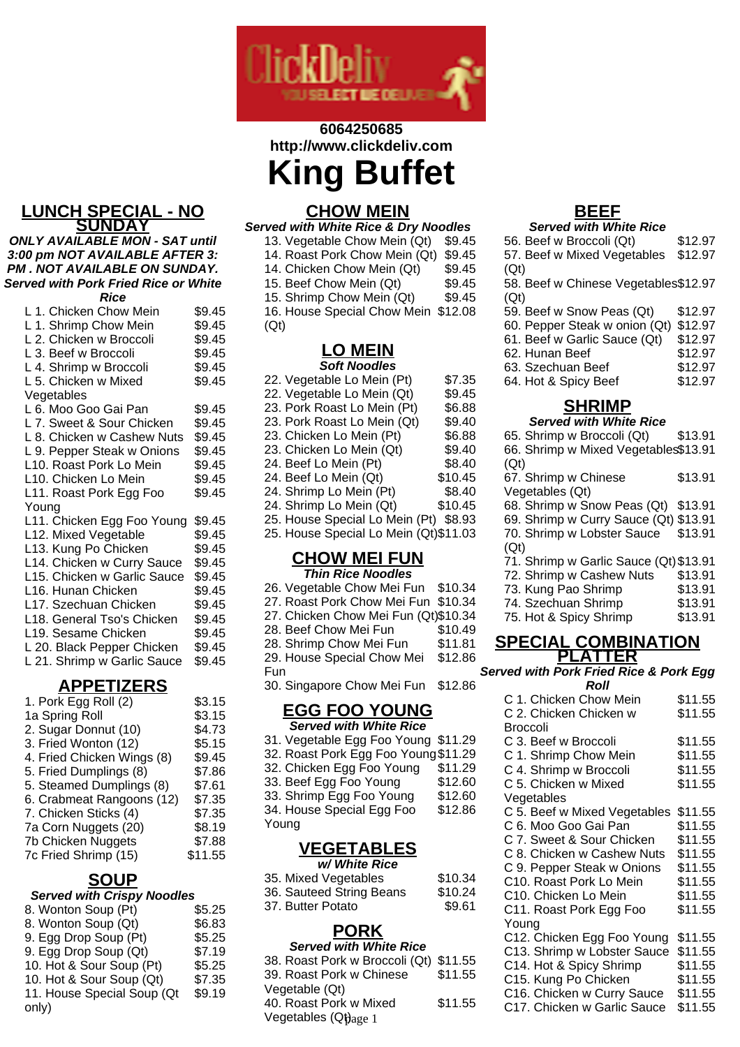6064250685
http://www.clickdeliv.com

# King Buffet

## LUNCH SPECIAL - NO SUNDAY

***ONLY AVAILABLE MON - SAT until 3:00 pm NOT AVAILABLE AFTER 3: PM . NOT AVAILABLE ON SUNDAY. Served with Pork Fried Rice or White Rice***

| | |
|---|---|
| L 1. Chicken Chow Mein | $9.45 |
| L 1. Shrimp Chow Mein | $9.45 |
| L 2. Chicken w Broccoli | $9.45 |
| L 3. Beef w Broccoli | $9.45 |
| L 4. Shrimp w Broccoli | $9.45 |
| L 5. Chicken w Mixed Vegetables | $9.45 |
| L 6. Moo Goo Gai Pan | $9.45 |
| L 7. Sweet & Sour Chicken | $9.45 |
| L 8. Chicken w Cashew Nuts | $9.45 |
| L 9. Pepper Steak w Onions | $9.45 |
| L10. Roast Pork Lo Mein | $9.45 |
| L10. Chicken Lo Mein | $9.45 |
| L11. Roast Pork Egg Foo Young | $9.45 |
| L11. Chicken Egg Foo Young | $9.45 |
| L12. Mixed Vegetable | $9.45 |
| L13. Kung Po Chicken | $9.45 |
| L14. Chicken w Curry Sauce | $9.45 |
| L15. Chicken w Garlic Sauce | $9.45 |
| L16. Hunan Chicken | $9.45 |
| L17. Szechuan Chicken | $9.45 |
| L18. General Tso's Chicken | $9.45 |
| L19. Sesame Chicken | $9.45 |
| L 20. Black Pepper Chicken | $9.45 |
| L 21. Shrimp w Garlic Sauce | $9.45 |

## APPETIZERS

| | |
|---|---|
| 1. Pork Egg Roll (2) | $3.15 |
| 1a Spring Roll | $3.15 |
| 2. Sugar Donnut (10) | $4.73 |
| 3. Fried Wonton (12) | $5.15 |
| 4. Fried Chicken Wings (8) | $9.45 |
| 5. Fried Dumplings (8) | $7.86 |
| 5. Steamed Dumplings (8) | $7.61 |
| 6. Crabmeat Rangoons (12) | $7.35 |
| 7. Chicken Sticks (4) | $7.35 |
| 7a Corn Nuggets (20) | $8.19 |
| 7b Chicken Nuggets | $7.88 |
| 7c Fried Shrimp (15) | $11.55 |

## SOUP

***Served with Crispy Noodles***

| | |
|---|---|
| 8. Wonton Soup (Pt) | $5.25 |
| 8. Wonton Soup (Qt) | $6.83 |
| 9. Egg Drop Soup (Pt) | $5.25 |
| 9. Egg Drop Soup (Qt) | $7.19 |
| 10. Hot & Sour Soup (Pt) | $5.25 |
| 10. Hot & Sour Soup (Qt) | $7.35 |
| 11. House Special Soup (Qt only) | $9.19 |

## CHOW MEIN

***Served with White Rice & Dry Noodles***

| | |
|---|---|
| 13. Vegetable Chow Mein (Qt) | $9.45 |
| 14. Roast Pork Chow Mein (Qt) | $9.45 |
| 14. Chicken Chow Mein (Qt) | $9.45 |
| 15. Beef Chow Mein (Qt) | $9.45 |
| 15. Shrimp Chow Mein (Qt) | $9.45 |
| 16. House Special Chow Mein (Qt) | $12.08 |

## LO MEIN

***Soft Noodles***

| | |
|---|---|
| 22. Vegetable Lo Mein (Pt) | $7.35 |
| 22. Vegetable Lo Mein (Qt) | $9.45 |
| 23. Pork Roast Lo Mein (Pt) | $6.88 |
| 23. Pork Roast Lo Mein (Qt) | $9.40 |
| 23. Chicken Lo Mein (Pt) | $6.88 |
| 23. Chicken Lo Mein (Qt) | $9.40 |
| 24. Beef Lo Mein (Pt) | $8.40 |
| 24. Beef Lo Mein (Qt) | $10.45 |
| 24. Shrimp Lo Mein (Pt) | $8.40 |
| 24. Shrimp Lo Mein (Qt) | $10.45 |
| 25. House Special Lo Mein (Pt) | $8.93 |
| 25. House Special Lo Mein (Qt) | $11.03 |

## CHOW MEI FUN

***Thin Rice Noodles***

| | |
|---|---|
| 26. Vegetable Chow Mei Fun | $10.34 |
| 27. Roast Pork Chow Mei Fun | $10.34 |
| 27. Chicken Chow Mei Fun (Qt) | $10.34 |
| 28. Beef Chow Mei Fun | $10.49 |
| 28. Shrimp Chow Mei Fun | $11.81 |
| 29. House Special Chow Mei Fun | $12.86 |
| 30. Singapore Chow Mei Fun | $12.86 |

## EGG FOO YOUNG

***Served with White Rice***

| | |
|---|---|
| 31. Vegetable Egg Foo Young | $11.29 |
| 32. Roast Pork Egg Foo Young | $11.29 |
| 32. Chicken Egg Foo Young | $11.29 |
| 33. Beef Egg Foo Young | $12.60 |
| 33. Shrimp Egg Foo Young | $12.60 |
| 34. House Special Egg Foo Young | $12.86 |

## VEGETABLES

***w/ White Rice***

| | |
|---|---|
| 35. Mixed Vegetables | $10.34 |
| 36. Sauteed String Beans | $10.24 |
| 37. Butter Potato | $9.61 |

## PORK

***Served with White Rice***

| | |
|---|---|
| 38. Roast Pork w Broccoli (Qt) | $11.55 |
| 39. Roast Pork w Chinese Vegetable (Qt) | $11.55 |
| 40. Roast Pork w Mixed Vegetables (Qt) | $11.55 |

## BEEF

***Served with White Rice***

| | |
|---|---|
| 56. Beef w Broccoli (Qt) | $12.97 |
| 57. Beef w Mixed Vegetables (Qt) | $12.97 |
| 58. Beef w Chinese Vegetables (Qt) | $12.97 |
| 59. Beef w Snow Peas (Qt) | $12.97 |
| 60. Pepper Steak w onion (Qt) | $12.97 |
| 61. Beef w Garlic Sauce (Qt) | $12.97 |
| 62. Hunan Beef | $12.97 |
| 63. Szechuan Beef | $12.97 |
| 64. Hot & Spicy Beef | $12.97 |

## SHRIMP

***Served with White Rice***

| | |
|---|---|
| 65. Shrimp w Broccoli (Qt) | $13.91 |
| 66. Shrimp w Mixed Vegetables (Qt) | $13.91 |
| 67. Shrimp w Chinese Vegetables (Qt) | $13.91 |
| 68. Shrimp w Snow Peas (Qt) | $13.91 |
| 69. Shrimp w Curry Sauce (Qt) | $13.91 |
| 70. Shrimp w Lobster Sauce (Qt) | $13.91 |
| 71. Shrimp w Garlic Sauce (Qt) | $13.91 |
| 72. Shrimp w Cashew Nuts | $13.91 |
| 73. Kung Pao Shrimp | $13.91 |
| 74. Szechuan Shrimp | $13.91 |
| 75. Hot & Spicy Shrimp | $13.91 |

## SPECIAL COMBINATION PLATTER

***Served with Pork Fried Rice & Pork Egg Roll***

| | |
|---|---|
| C 1. Chicken Chow Mein | $11.55 |
| C 2. Chicken Chicken w Broccoli | $11.55 |
| C 3. Beef w Broccoli | $11.55 |
| C 1. Shrimp Chow Mein | $11.55 |
| C 4. Shrimp w Broccoli | $11.55 |
| C 5. Chicken w Mixed Vegetables | $11.55 |
| C 5. Beef w Mixed Vegetables | $11.55 |
| C 6. Moo Goo Gai Pan | $11.55 |
| C 7. Sweet & Sour Chicken | $11.55 |
| C 8. Chicken w Cashew Nuts | $11.55 |
| C 9. Pepper Steak w Onions | $11.55 |
| C10. Roast Pork Lo Mein | $11.55 |
| C10. Chicken Lo Mein | $11.55 |
| C11. Roast Pork Egg Foo Young | $11.55 |
| C12. Chicken Egg Foo Young | $11.55 |
| C13. Shrimp w Lobster Sauce | $11.55 |
| C14. Hot & Spicy Shrimp | $11.55 |
| C15. Kung Po Chicken | $11.55 |
| C16. Chicken w Curry Sauce | $11.55 |
| C17. Chicken w Garlic Sauce | $11.55 |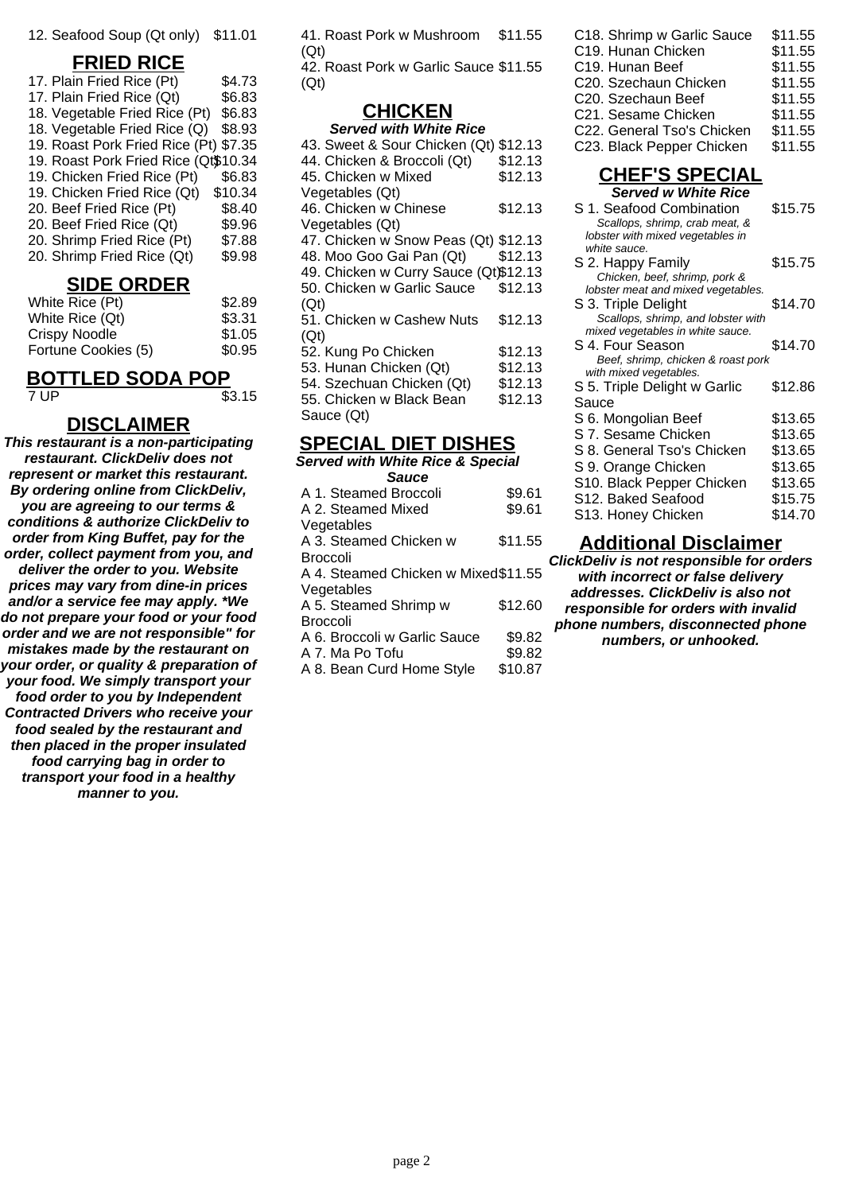12. Seafood Soup (Qt only) $11.01

## FRIED RICE

| | |
|---|---|
| 17. Plain Fried Rice (Pt) | $4.73 |
| 17. Plain Fried Rice (Qt) | $6.83 |
| 18. Vegetable Fried Rice (Pt) | $6.83 |
| 18. Vegetable Fried Rice (Q) | $8.93 |
| 19. Roast Pork Fried Rice (Pt) | $7.35 |
| 19. Roast Pork Fried Rice (Qt) | $10.34 |
| 19. Chicken Fried Rice (Pt) | $6.83 |
| 19. Chicken Fried Rice (Qt) | $10.34 |
| 20. Beef Fried Rice (Pt) | $8.40 |
| 20. Beef Fried Rice (Qt) | $9.96 |
| 20. Shrimp Fried Rice (Pt) | $7.88 |
| 20. Shrimp Fried Rice (Qt) | $9.98 |

## SIDE ORDER

| | |
|---|---|
| White Rice (Pt) | $2.89 |
| White Rice (Qt) | $3.31 |
| Crispy Noodle | $1.05 |
| Fortune Cookies (5) | $0.95 |

## BOTTLED SODA POP

| | |
|---|---|
| 7 UP | $3.15 |

## DISCLAIMER

***This restaurant is a non-participating restaurant. ClickDeliv does not represent or market this restaurant. By ordering online from ClickDeliv, you are agreeing to our terms & conditions & authorize ClickDeliv to order from King Buffet, pay for the order, collect payment from you, and deliver the order to you. Website prices may vary from dine-in prices and/or a service fee may apply. *We do not prepare your food or your food order and we are not responsible" for mistakes made by the restaurant on your order, or quality & preparation of your food. We simply transport your food order to you by Independent Contracted Drivers who receive your food sealed by the restaurant and then placed in the proper insulated food carrying bag in order to transport your food in a healthy manner to you.***

| | |
|---|---|
| 41. Roast Pork w Mushroom (Qt) | $11.55 |
| 42. Roast Pork w Garlic Sauce (Qt) | $11.55 |

## CHICKEN

***Served with White Rice***

| | |
|---|---|
| 43. Sweet & Sour Chicken (Qt) | $12.13 |
| 44. Chicken & Broccoli (Qt) | $12.13 |
| 45. Chicken w Mixed Vegetables (Qt) | $12.13 |
| 46. Chicken w Chinese Vegetables (Qt) | $12.13 |
| 47. Chicken w Snow Peas (Qt) | $12.13 |
| 48. Moo Goo Gai Pan (Qt) | $12.13 |
| 49. Chicken w Curry Sauce (Qt) | $12.13 |
| 50. Chicken w Garlic Sauce (Qt) | $12.13 |
| 51. Chicken w Cashew Nuts (Qt) | $12.13 |
| 52. Kung Po Chicken | $12.13 |
| 53. Hunan Chicken (Qt) | $12.13 |
| 54. Szechuan Chicken (Qt) | $12.13 |
| 55. Chicken w Black Bean Sauce (Qt) | $12.13 |

## SPECIAL DIET DISHES

***Served with White Rice & Special Sauce***

| | |
|---|---|
| A 1. Steamed Broccoli | $9.61 |
| A 2. Steamed Mixed Vegetables | $9.61 |
| A 3. Steamed Chicken w Broccoli | $11.55 |
| A 4. Steamed Chicken w Mixed Vegetables | $11.55 |
| A 5. Steamed Shrimp w Broccoli | $12.60 |
| A 6. Broccoli w Garlic Sauce | $9.82 |
| A 7. Ma Po Tofu | $9.82 |
| A 8. Bean Curd Home Style | $10.87 |

| | |
|---|---|
| C18. Shrimp w Garlic Sauce | $11.55 |
| C19. Hunan Chicken | $11.55 |
| C19. Hunan Beef | $11.55 |
| C20. Szechaun Chicken | $11.55 |
| C20. Szechaun Beef | $11.55 |
| C21. Sesame Chicken | $11.55 |
| C22. General Tso's Chicken | $11.55 |
| C23. Black Pepper Chicken | $11.55 |

## CHEF'S SPECIAL

***Served w White Rice***

| | |
|---|---|
| S 1. Seafood Combination<br>*Scallops, shrimp, crab meat, & lobster with mixed vegetables in white sauce.* | $15.75 |
| S 2. Happy Family<br>*Chicken, beef, shrimp, pork & lobster meat and mixed vegetables.* | $15.75 |
| S 3. Triple Delight<br>*Scallops, shrimp, and lobster with mixed vegetables in white sauce.* | $14.70 |
| S 4. Four Season<br>*Beef, shrimp, chicken & roast pork with mixed vegetables.* | $14.70 |
| S 5. Triple Delight w Garlic Sauce | $12.86 |
| S 6. Mongolian Beef | $13.65 |
| S 7. Sesame Chicken | $13.65 |
| S 8. General Tso's Chicken | $13.65 |
| S 9. Orange Chicken | $13.65 |
| S10. Black Pepper Chicken | $13.65 |
| S12. Baked Seafood | $15.75 |
| S13. Honey Chicken | $14.70 |

## Additional Disclaimer

***ClickDeliv is not responsible for orders with incorrect or false delivery addresses. ClickDeliv is also not responsible for orders with invalid phone numbers, disconnected phone numbers, or unhooked.***